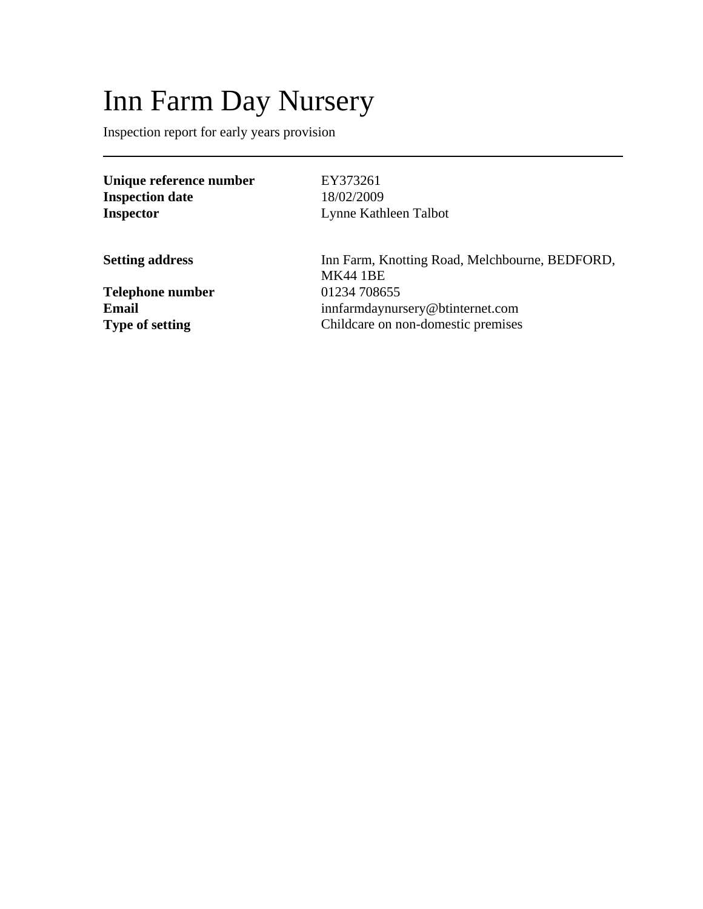# Inn Farm Day Nursery

Inspection report for early years provision

---

| | |
|---|---|
| **Unique reference number** | EY373261 |
| **Inspection date** | 18/02/2009 |
| **Inspector** | Lynne Kathleen Talbot |

| | |
|---|---|
| **Setting address** | Inn Farm, Knotting Road, Melchbourne, BEDFORD, MK44 1BE |
| **Telephone number** | 01234 708655 |
| **Email** | innfarmdaynursery@btinternet.com |
| **Type of setting** | Childcare on non-domestic premises |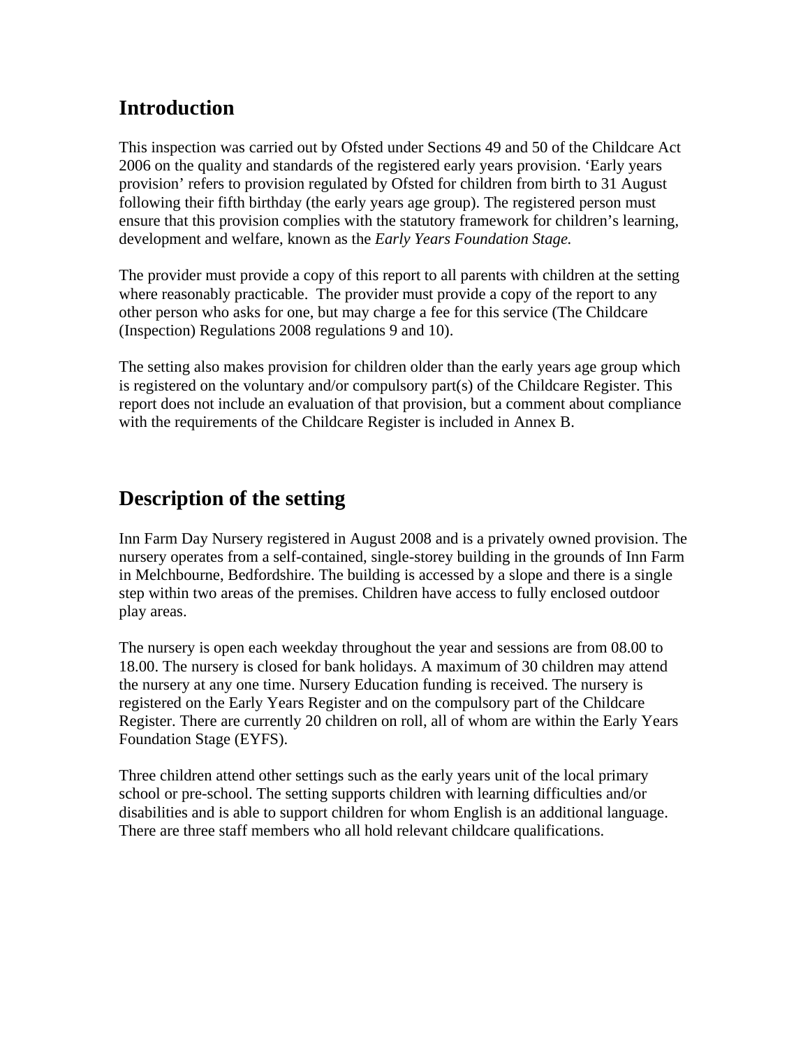## Introduction

This inspection was carried out by Ofsted under Sections 49 and 50 of the Childcare Act 2006 on the quality and standards of the registered early years provision. 'Early years provision' refers to provision regulated by Ofsted for children from birth to 31 August following their fifth birthday (the early years age group). The registered person must ensure that this provision complies with the statutory framework for children's learning, development and welfare, known as the *Early Years Foundation Stage.*

The provider must provide a copy of this report to all parents with children at the setting where reasonably practicable. The provider must provide a copy of the report to any other person who asks for one, but may charge a fee for this service (The Childcare (Inspection) Regulations 2008 regulations 9 and 10).

The setting also makes provision for children older than the early years age group which is registered on the voluntary and/or compulsory part(s) of the Childcare Register. This report does not include an evaluation of that provision, but a comment about compliance with the requirements of the Childcare Register is included in Annex B.

## Description of the setting

Inn Farm Day Nursery registered in August 2008 and is a privately owned provision. The nursery operates from a self-contained, single-storey building in the grounds of Inn Farm in Melchbourne, Bedfordshire. The building is accessed by a slope and there is a single step within two areas of the premises. Children have access to fully enclosed outdoor play areas.

The nursery is open each weekday throughout the year and sessions are from 08.00 to 18.00. The nursery is closed for bank holidays. A maximum of 30 children may attend the nursery at any one time. Nursery Education funding is received. The nursery is registered on the Early Years Register and on the compulsory part of the Childcare Register. There are currently 20 children on roll, all of whom are within the Early Years Foundation Stage (EYFS).

Three children attend other settings such as the early years unit of the local primary school or pre-school. The setting supports children with learning difficulties and/or disabilities and is able to support children for whom English is an additional language. There are three staff members who all hold relevant childcare qualifications.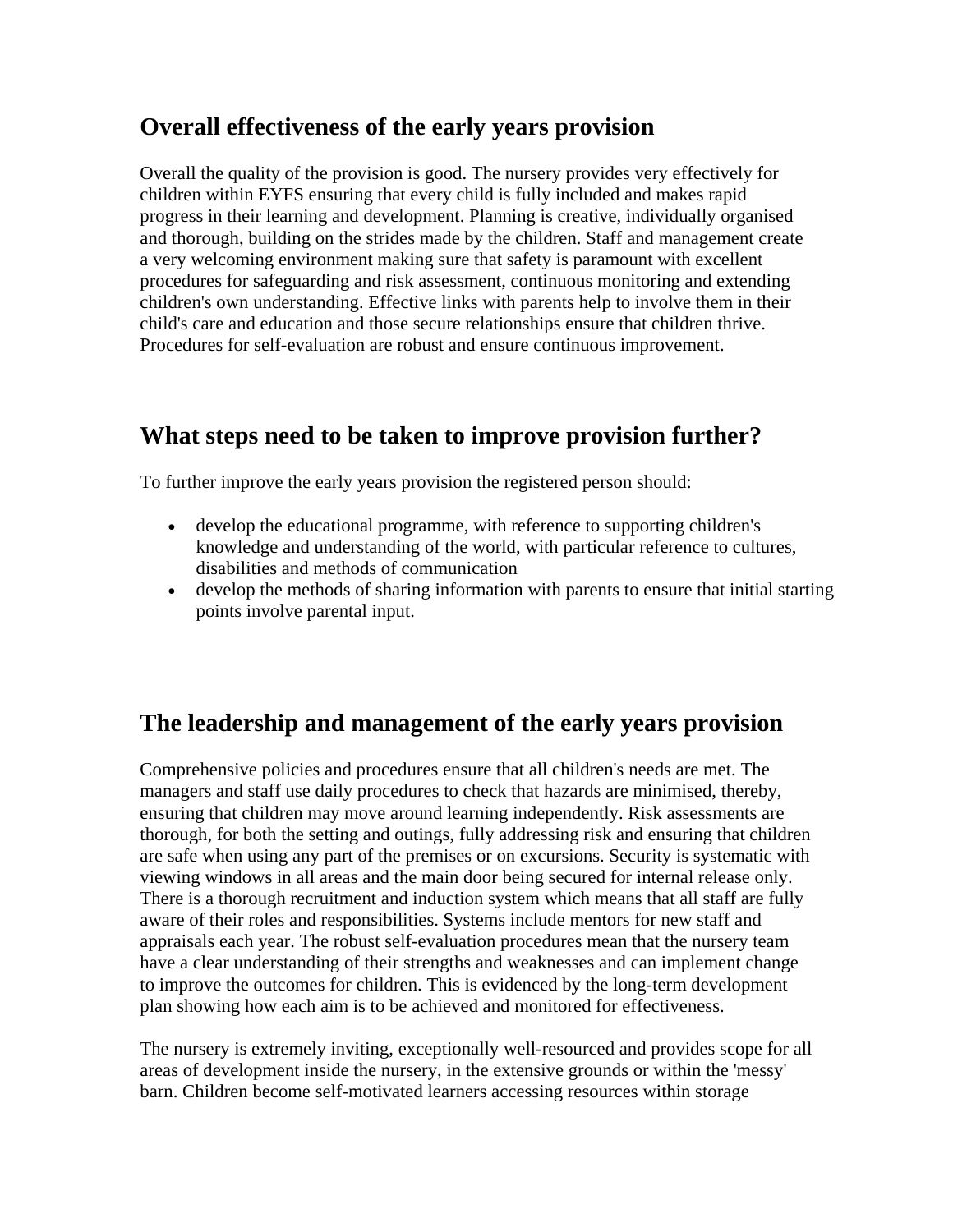## Overall effectiveness of the early years provision

Overall the quality of the provision is good. The nursery provides very effectively for children within EYFS ensuring that every child is fully included and makes rapid progress in their learning and development. Planning is creative, individually organised and thorough, building on the strides made by the children. Staff and management create a very welcoming environment making sure that safety is paramount with excellent procedures for safeguarding and risk assessment, continuous monitoring and extending children's own understanding. Effective links with parents help to involve them in their child's care and education and those secure relationships ensure that children thrive. Procedures for self-evaluation are robust and ensure continuous improvement.

## What steps need to be taken to improve provision further?

To further improve the early years provision the registered person should:

- develop the educational programme, with reference to supporting children's knowledge and understanding of the world, with particular reference to cultures, disabilities and methods of communication
- develop the methods of sharing information with parents to ensure that initial starting points involve parental input.

## The leadership and management of the early years provision

Comprehensive policies and procedures ensure that all children's needs are met. The managers and staff use daily procedures to check that hazards are minimised, thereby, ensuring that children may move around learning independently. Risk assessments are thorough, for both the setting and outings, fully addressing risk and ensuring that children are safe when using any part of the premises or on excursions. Security is systematic with viewing windows in all areas and the main door being secured for internal release only. There is a thorough recruitment and induction system which means that all staff are fully aware of their roles and responsibilities. Systems include mentors for new staff and appraisals each year. The robust self-evaluation procedures mean that the nursery team have a clear understanding of their strengths and weaknesses and can implement change to improve the outcomes for children. This is evidenced by the long-term development plan showing how each aim is to be achieved and monitored for effectiveness.

The nursery is extremely inviting, exceptionally well-resourced and provides scope for all areas of development inside the nursery, in the extensive grounds or within the 'messy' barn. Children become self-motivated learners accessing resources within storage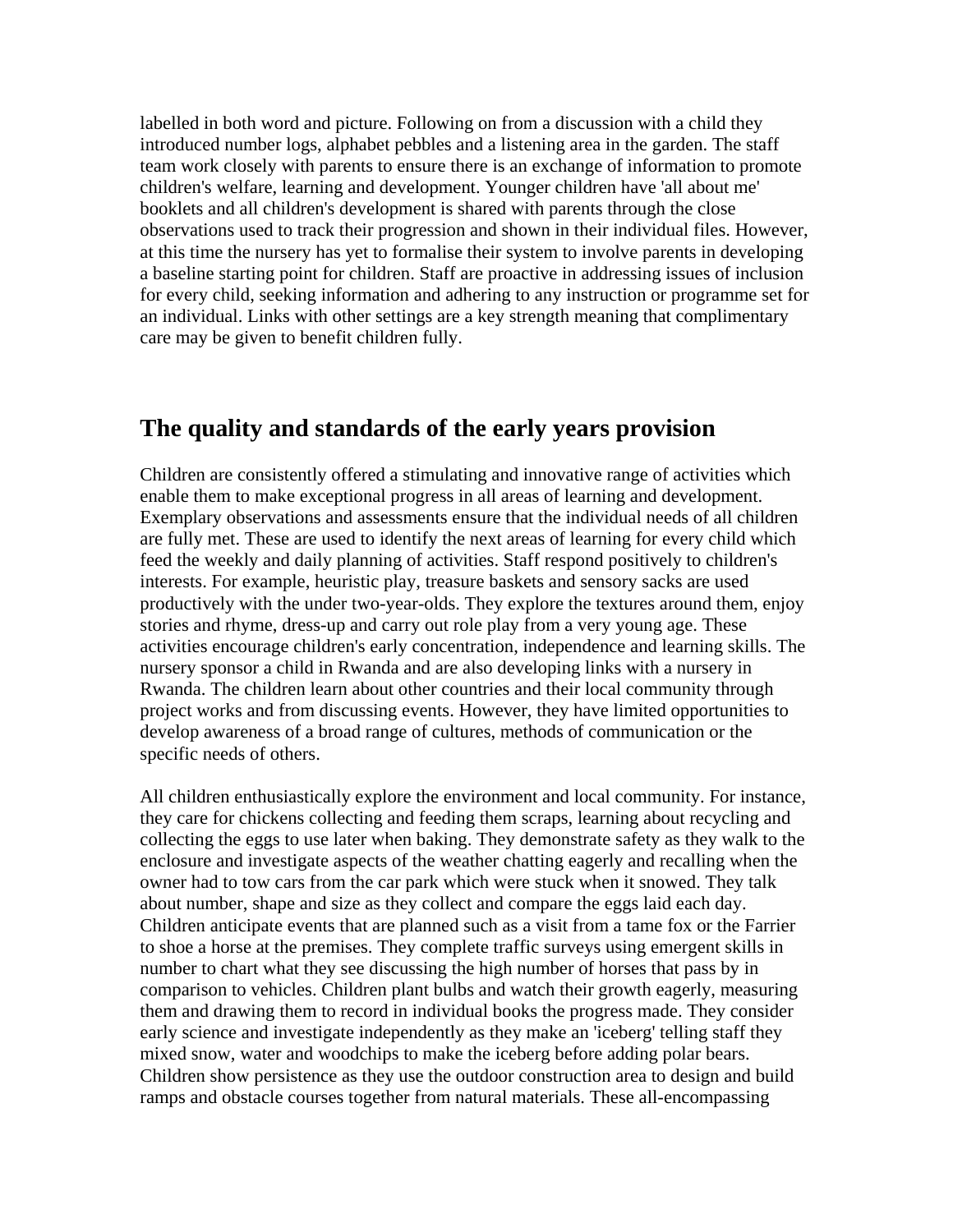labelled in both word and picture. Following on from a discussion with a child they introduced number logs, alphabet pebbles and a listening area in the garden. The staff team work closely with parents to ensure there is an exchange of information to promote children's welfare, learning and development. Younger children have 'all about me' booklets and all children's development is shared with parents through the close observations used to track their progression and shown in their individual files. However, at this time the nursery has yet to formalise their system to involve parents in developing a baseline starting point for children. Staff are proactive in addressing issues of inclusion for every child, seeking information and adhering to any instruction or programme set for an individual. Links with other settings are a key strength meaning that complimentary care may be given to benefit children fully.

## The quality and standards of the early years provision

Children are consistently offered a stimulating and innovative range of activities which enable them to make exceptional progress in all areas of learning and development. Exemplary observations and assessments ensure that the individual needs of all children are fully met. These are used to identify the next areas of learning for every child which feed the weekly and daily planning of activities. Staff respond positively to children's interests. For example, heuristic play, treasure baskets and sensory sacks are used productively with the under two-year-olds. They explore the textures around them, enjoy stories and rhyme, dress-up and carry out role play from a very young age. These activities encourage children's early concentration, independence and learning skills. The nursery sponsor a child in Rwanda and are also developing links with a nursery in Rwanda. The children learn about other countries and their local community through project works and from discussing events. However, they have limited opportunities to develop awareness of a broad range of cultures, methods of communication or the specific needs of others.

All children enthusiastically explore the environment and local community. For instance, they care for chickens collecting and feeding them scraps, learning about recycling and collecting the eggs to use later when baking. They demonstrate safety as they walk to the enclosure and investigate aspects of the weather chatting eagerly and recalling when the owner had to tow cars from the car park which were stuck when it snowed. They talk about number, shape and size as they collect and compare the eggs laid each day. Children anticipate events that are planned such as a visit from a tame fox or the Farrier to shoe a horse at the premises. They complete traffic surveys using emergent skills in number to chart what they see discussing the high number of horses that pass by in comparison to vehicles. Children plant bulbs and watch their growth eagerly, measuring them and drawing them to record in individual books the progress made. They consider early science and investigate independently as they make an 'iceberg' telling staff they mixed snow, water and woodchips to make the iceberg before adding polar bears. Children show persistence as they use the outdoor construction area to design and build ramps and obstacle courses together from natural materials. These all-encompassing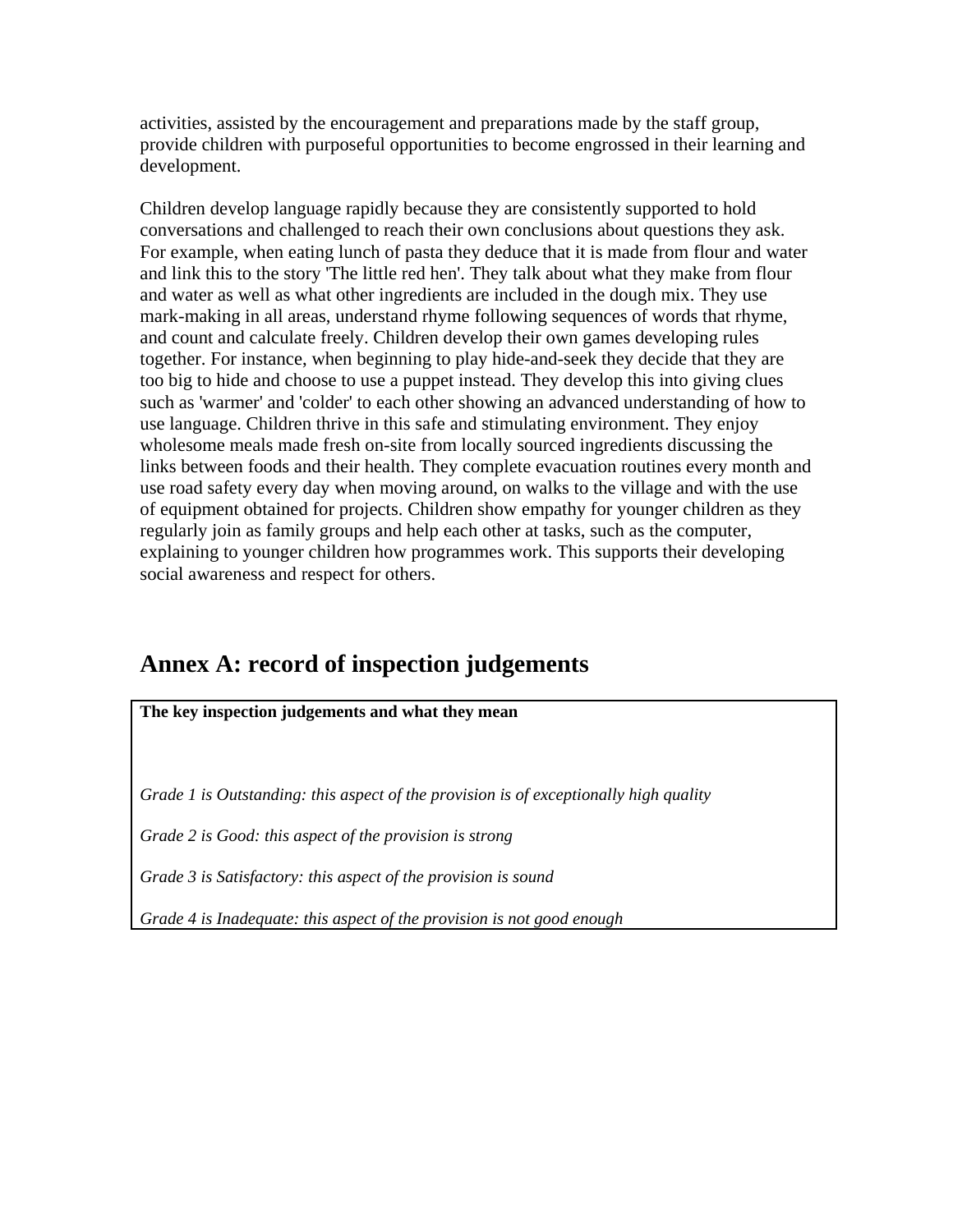activities, assisted by the encouragement and preparations made by the staff group, provide children with purposeful opportunities to become engrossed in their learning and development.

Children develop language rapidly because they are consistently supported to hold conversations and challenged to reach their own conclusions about questions they ask. For example, when eating lunch of pasta they deduce that it is made from flour and water and link this to the story 'The little red hen'. They talk about what they make from flour and water as well as what other ingredients are included in the dough mix. They use mark-making in all areas, understand rhyme following sequences of words that rhyme, and count and calculate freely. Children develop their own games developing rules together. For instance, when beginning to play hide-and-seek they decide that they are too big to hide and choose to use a puppet instead. They develop this into giving clues such as 'warmer' and 'colder' to each other showing an advanced understanding of how to use language. Children thrive in this safe and stimulating environment. They enjoy wholesome meals made fresh on-site from locally sourced ingredients discussing the links between foods and their health. They complete evacuation routines every month and use road safety every day when moving around, on walks to the village and with the use of equipment obtained for projects. Children show empathy for younger children as they regularly join as family groups and help each other at tasks, such as the computer, explaining to younger children how programmes work. This supports their developing social awareness and respect for others.

## Annex A: record of inspection judgements

**The key inspection judgements and what they mean**

*Grade 1 is Outstanding: this aspect of the provision is of exceptionally high quality*

*Grade 2 is Good: this aspect of the provision is strong*

*Grade 3 is Satisfactory: this aspect of the provision is sound*

*Grade 4 is Inadequate: this aspect of the provision is not good enough*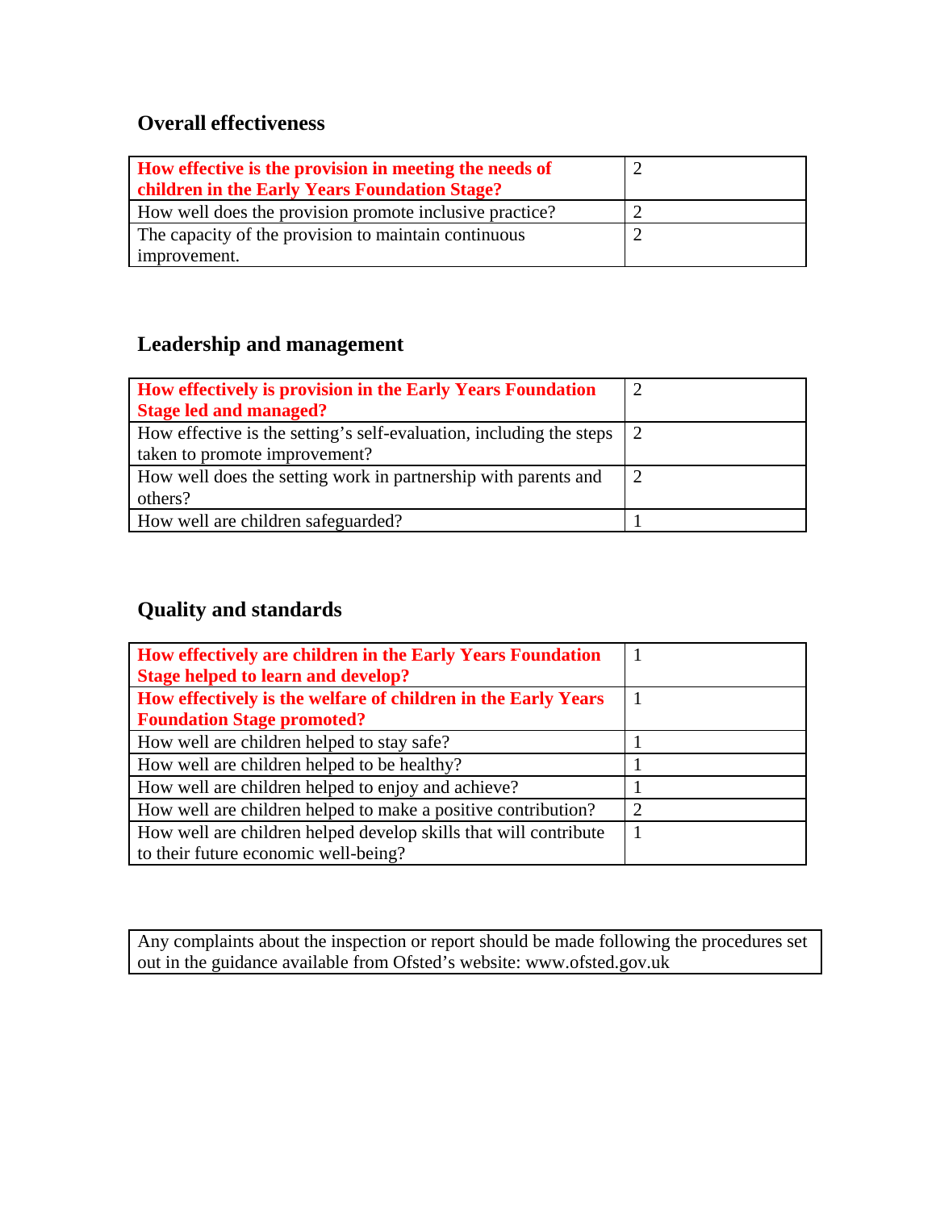## Overall effectiveness

| | |
|---|---|
| **How effective is the provision in meeting the needs of children in the Early Years Foundation Stage?** | 2 |
| How well does the provision promote inclusive practice? | 2 |
| The capacity of the provision to maintain continuous improvement. | 2 |

## Leadership and management

| | |
|---|---|
| **How effectively is provision in the Early Years Foundation Stage led and managed?** | 2 |
| How effective is the setting's self-evaluation, including the steps taken to promote improvement? | 2 |
| How well does the setting work in partnership with parents and others? | 2 |
| How well are children safeguarded? | 1 |

## Quality and standards

| | |
|---|---|
| **How effectively are children in the Early Years Foundation Stage helped to learn and develop?** | 1 |
| **How effectively is the welfare of children in the Early Years Foundation Stage promoted?** | 1 |
| How well are children helped to stay safe? | 1 |
| How well are children helped to be healthy? | 1 |
| How well are children helped to enjoy and achieve? | 1 |
| How well are children helped to make a positive contribution? | 2 |
| How well are children helped develop skills that will contribute to their future economic well-being? | 1 |

Any complaints about the inspection or report should be made following the procedures set out in the guidance available from Ofsted's website: www.ofsted.gov.uk